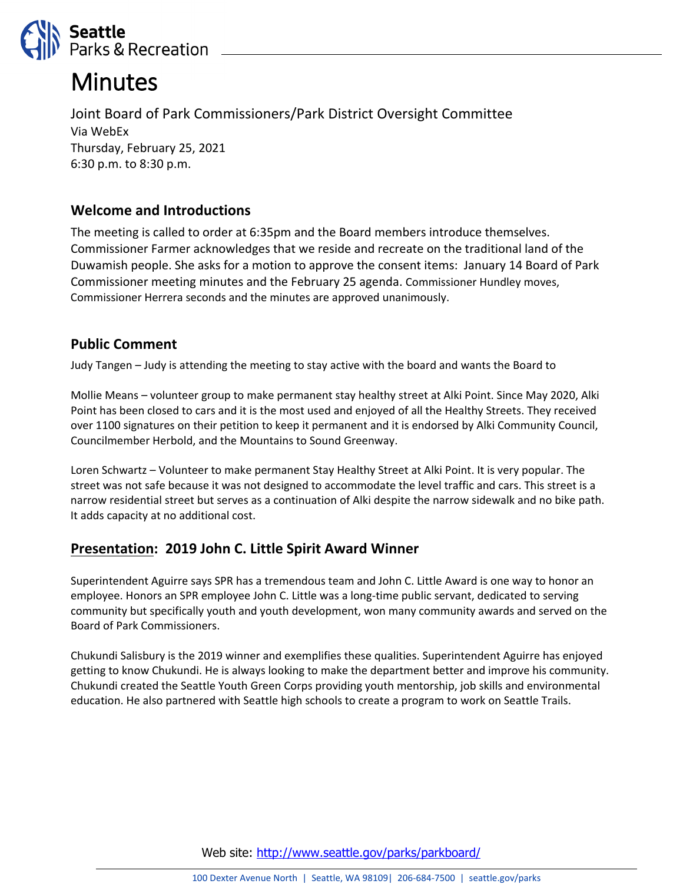Seattle Parks & Recreation

# Minutes

Joint Board of Park Commissioners/Park District Oversight Committee
Via WebEx
Thursday, February 25, 2021
6:30 p.m. to 8:30 p.m.

## Welcome and Introductions

The meeting is called to order at 6:35pm and the Board members introduce themselves. Commissioner Farmer acknowledges that we reside and recreate on the traditional land of the Duwamish people. She asks for a motion to approve the consent items: January 14 Board of Park Commissioner meeting minutes and the February 25 agenda. Commissioner Hundley moves, Commissioner Herrera seconds and the minutes are approved unanimously.

## Public Comment

Judy Tangen – Judy is attending the meeting to stay active with the board and wants the Board to

Mollie Means – volunteer group to make permanent stay healthy street at Alki Point. Since May 2020, Alki Point has been closed to cars and it is the most used and enjoyed of all the Healthy Streets. They received over 1100 signatures on their petition to keep it permanent and it is endorsed by Alki Community Council, Councilmember Herbold, and the Mountains to Sound Greenway.

Loren Schwartz – Volunteer to make permanent Stay Healthy Street at Alki Point. It is very popular. The street was not safe because it was not designed to accommodate the level traffic and cars. This street is a narrow residential street but serves as a continuation of Alki despite the narrow sidewalk and no bike path. It adds capacity at no additional cost.

## Presentation: 2019 John C. Little Spirit Award Winner

Superintendent Aguirre says SPR has a tremendous team and John C. Little Award is one way to honor an employee. Honors an SPR employee John C. Little was a long-time public servant, dedicated to serving community but specifically youth and youth development, won many community awards and served on the Board of Park Commissioners.

Chukundi Salisbury is the 2019 winner and exemplifies these qualities. Superintendent Aguirre has enjoyed getting to know Chukundi. He is always looking to make the department better and improve his community. Chukundi created the Seattle Youth Green Corps providing youth mentorship, job skills and environmental education. He also partnered with Seattle high schools to create a program to work on Seattle Trails.

Web site: http://www.seattle.gov/parks/parkboard/

100 Dexter Avenue North | Seattle, WA 98109| 206-684-7500 | seattle.gov/parks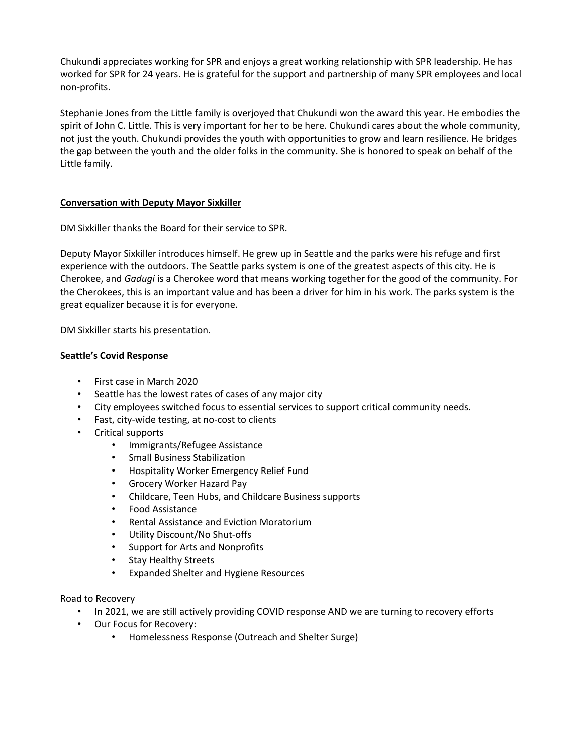Chukundi appreciates working for SPR and enjoys a great working relationship with SPR leadership. He has worked for SPR for 24 years. He is grateful for the support and partnership of many SPR employees and local non-profits.

Stephanie Jones from the Little family is overjoyed that Chukundi won the award this year. He embodies the spirit of John C. Little. This is very important for her to be here. Chukundi cares about the whole community, not just the youth. Chukundi provides the youth with opportunities to grow and learn resilience. He bridges the gap between the youth and the older folks in the community. She is honored to speak on behalf of the Little family.

**Conversation with Deputy Mayor Sixkiller**

DM Sixkiller thanks the Board for their service to SPR.

Deputy Mayor Sixkiller introduces himself. He grew up in Seattle and the parks were his refuge and first experience with the outdoors. The Seattle parks system is one of the greatest aspects of this city. He is Cherokee, and *Gadugi* is a Cherokee word that means working together for the good of the community. For the Cherokees, this is an important value and has been a driver for him in his work. The parks system is the great equalizer because it is for everyone.

DM Sixkiller starts his presentation.

**Seattle's Covid Response**

- First case in March 2020
- Seattle has the lowest rates of cases of any major city
- City employees switched focus to essential services to support critical community needs.
- Fast, city-wide testing, at no-cost to clients
- Critical supports
    - Immigrants/Refugee Assistance
    - Small Business Stabilization
    - Hospitality Worker Emergency Relief Fund
    - Grocery Worker Hazard Pay
    - Childcare, Teen Hubs, and Childcare Business supports
    - Food Assistance
    - Rental Assistance and Eviction Moratorium
    - Utility Discount/No Shut-offs
    - Support for Arts and Nonprofits
    - Stay Healthy Streets
    - Expanded Shelter and Hygiene Resources

Road to Recovery

- In 2021, we are still actively providing COVID response AND we are turning to recovery efforts
- Our Focus for Recovery:
    - Homelessness Response (Outreach and Shelter Surge)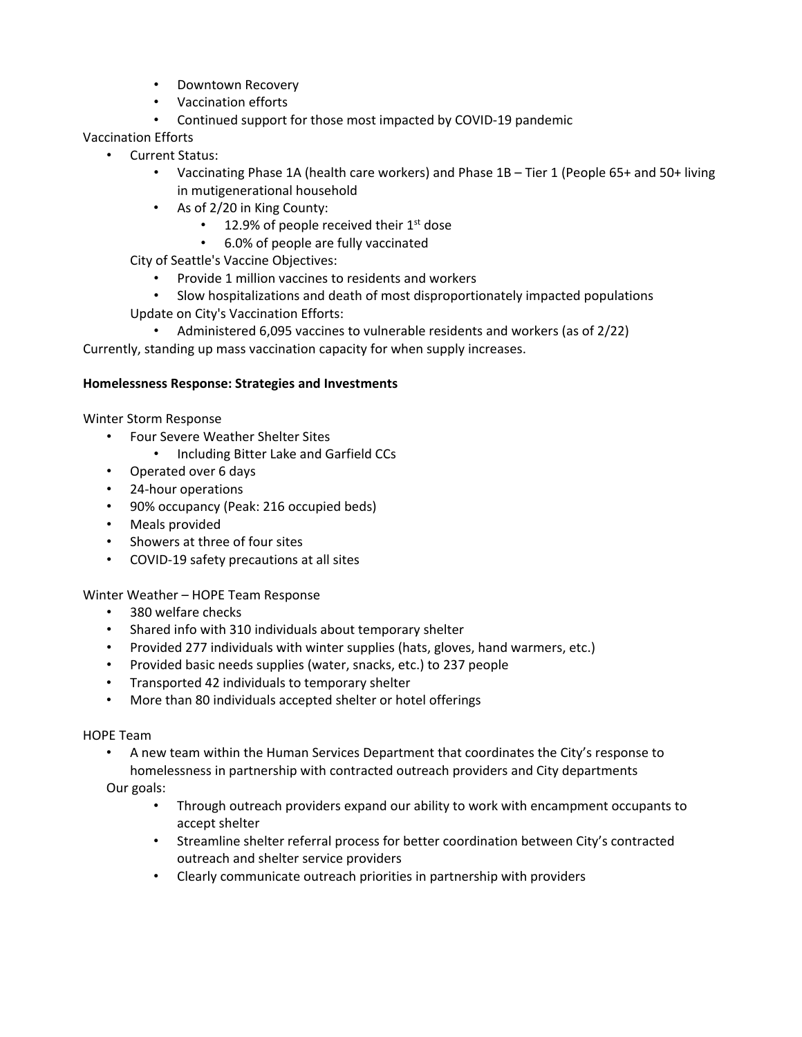- Downtown Recovery
- Vaccination efforts
- Continued support for those most impacted by COVID-19 pandemic

Vaccination Efforts

- Current Status:
    - Vaccinating Phase 1A (health care workers) and Phase 1B – Tier 1 (People 65+ and 50+ living in mutigenerational household
    - As of 2/20 in King County:
        - 12.9% of people received their 1st dose
        - 6.0% of people are fully vaccinated

  City of Seattle's Vaccine Objectives:

    - Provide 1 million vaccines to residents and workers
    - Slow hospitalizations and death of most disproportionately impacted populations

  Update on City's Vaccination Efforts:

    - Administered 6,095 vaccines to vulnerable residents and workers (as of 2/22)

Currently, standing up mass vaccination capacity for when supply increases.

**Homelessness Response: Strategies and Investments**

Winter Storm Response

- Four Severe Weather Shelter Sites
    - Including Bitter Lake and Garfield CCs
- Operated over 6 days
- 24-hour operations
- 90% occupancy (Peak: 216 occupied beds)
- Meals provided
- Showers at three of four sites
- COVID-19 safety precautions at all sites

Winter Weather – HOPE Team Response

- 380 welfare checks
- Shared info with 310 individuals about temporary shelter
- Provided 277 individuals with winter supplies (hats, gloves, hand warmers, etc.)
- Provided basic needs supplies (water, snacks, etc.) to 237 people
- Transported 42 individuals to temporary shelter
- More than 80 individuals accepted shelter or hotel offerings

HOPE Team

- A new team within the Human Services Department that coordinates the City's response to homelessness in partnership with contracted outreach providers and City departments

  Our goals:

    - Through outreach providers expand our ability to work with encampment occupants to accept shelter
    - Streamline shelter referral process for better coordination between City's contracted outreach and shelter service providers
    - Clearly communicate outreach priorities in partnership with providers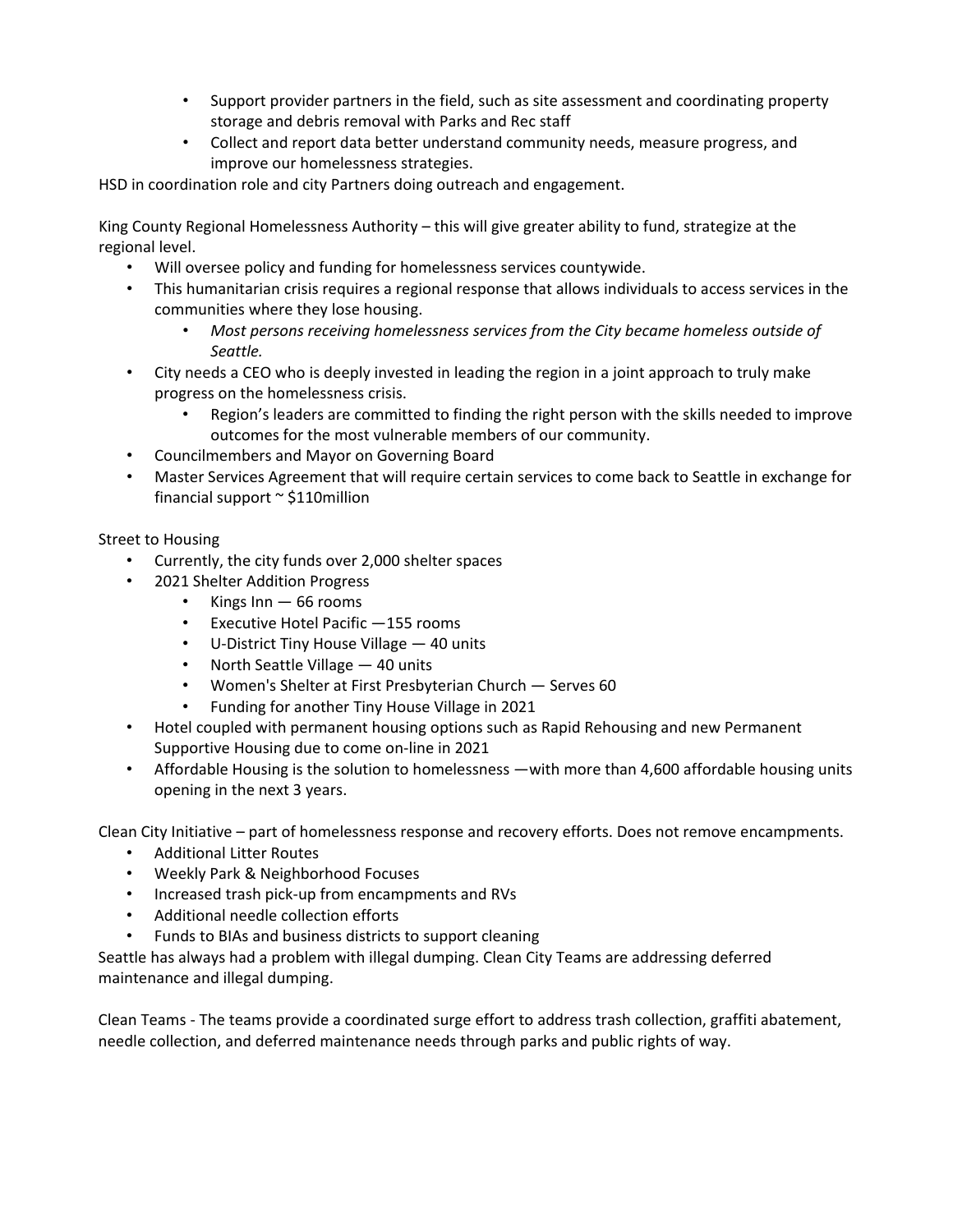- Support provider partners in the field, such as site assessment and coordinating property storage and debris removal with Parks and Rec staff
    - Collect and report data better understand community needs, measure progress, and improve our homelessness strategies.

HSD in coordination role and city Partners doing outreach and engagement.

King County Regional Homelessness Authority – this will give greater ability to fund, strategize at the regional level.

- Will oversee policy and funding for homelessness services countywide.
- This humanitarian crisis requires a regional response that allows individuals to access services in the communities where they lose housing.
    - *Most persons receiving homelessness services from the City became homeless outside of Seattle.*
- City needs a CEO who is deeply invested in leading the region in a joint approach to truly make progress on the homelessness crisis.
    - Region's leaders are committed to finding the right person with the skills needed to improve outcomes for the most vulnerable members of our community.
- Councilmembers and Mayor on Governing Board
- Master Services Agreement that will require certain services to come back to Seattle in exchange for financial support ~ $110million

Street to Housing

- Currently, the city funds over 2,000 shelter spaces
- 2021 Shelter Addition Progress
    - Kings Inn — 66 rooms
    - Executive Hotel Pacific —155 rooms
    - U-District Tiny House Village — 40 units
    - North Seattle Village — 40 units
    - Women's Shelter at First Presbyterian Church — Serves 60
    - Funding for another Tiny House Village in 2021
- Hotel coupled with permanent housing options such as Rapid Rehousing and new Permanent Supportive Housing due to come on-line in 2021
- Affordable Housing is the solution to homelessness —with more than 4,600 affordable housing units opening in the next 3 years.

Clean City Initiative – part of homelessness response and recovery efforts. Does not remove encampments.

- Additional Litter Routes
- Weekly Park & Neighborhood Focuses
- Increased trash pick-up from encampments and RVs
- Additional needle collection efforts
- Funds to BIAs and business districts to support cleaning

Seattle has always had a problem with illegal dumping. Clean City Teams are addressing deferred maintenance and illegal dumping.

Clean Teams - The teams provide a coordinated surge effort to address trash collection, graffiti abatement, needle collection, and deferred maintenance needs through parks and public rights of way.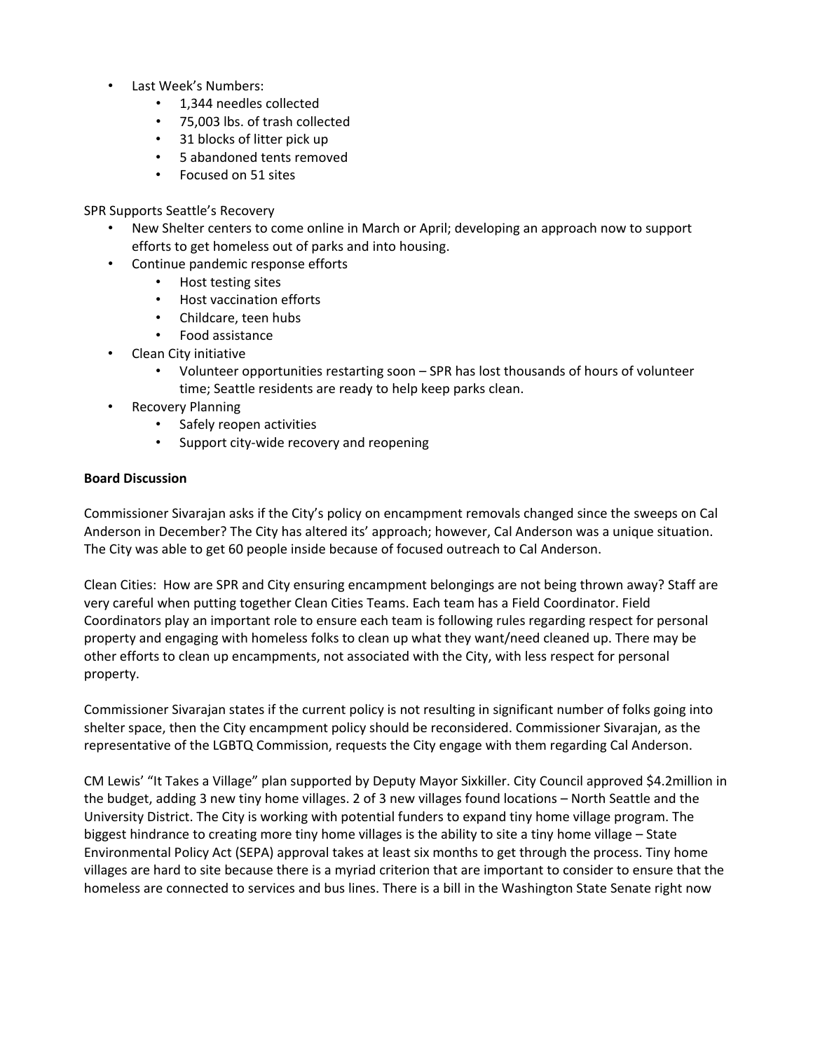- Last Week's Numbers:
  - 1,344 needles collected
  - 75,003 lbs. of trash collected
  - 31 blocks of litter pick up
  - 5 abandoned tents removed
  - Focused on 51 sites

SPR Supports Seattle's Recovery

- New Shelter centers to come online in March or April; developing an approach now to support efforts to get homeless out of parks and into housing.
- Continue pandemic response efforts
  - Host testing sites
  - Host vaccination efforts
  - Childcare, teen hubs
  - Food assistance
- Clean City initiative
  - Volunteer opportunities restarting soon – SPR has lost thousands of hours of volunteer time; Seattle residents are ready to help keep parks clean.
- Recovery Planning
  - Safely reopen activities
  - Support city-wide recovery and reopening

**Board Discussion**

Commissioner Sivarajan asks if the City's policy on encampment removals changed since the sweeps on Cal Anderson in December? The City has altered its' approach; however, Cal Anderson was a unique situation. The City was able to get 60 people inside because of focused outreach to Cal Anderson.

Clean Cities: How are SPR and City ensuring encampment belongings are not being thrown away? Staff are very careful when putting together Clean Cities Teams. Each team has a Field Coordinator. Field Coordinators play an important role to ensure each team is following rules regarding respect for personal property and engaging with homeless folks to clean up what they want/need cleaned up. There may be other efforts to clean up encampments, not associated with the City, with less respect for personal property.

Commissioner Sivarajan states if the current policy is not resulting in significant number of folks going into shelter space, then the City encampment policy should be reconsidered. Commissioner Sivarajan, as the representative of the LGBTQ Commission, requests the City engage with them regarding Cal Anderson.

CM Lewis' "It Takes a Village" plan supported by Deputy Mayor Sixkiller. City Council approved $4.2million in the budget, adding 3 new tiny home villages. 2 of 3 new villages found locations – North Seattle and the University District. The City is working with potential funders to expand tiny home village program. The biggest hindrance to creating more tiny home villages is the ability to site a tiny home village – State Environmental Policy Act (SEPA) approval takes at least six months to get through the process. Tiny home villages are hard to site because there is a myriad criterion that are important to consider to ensure that the homeless are connected to services and bus lines. There is a bill in the Washington State Senate right now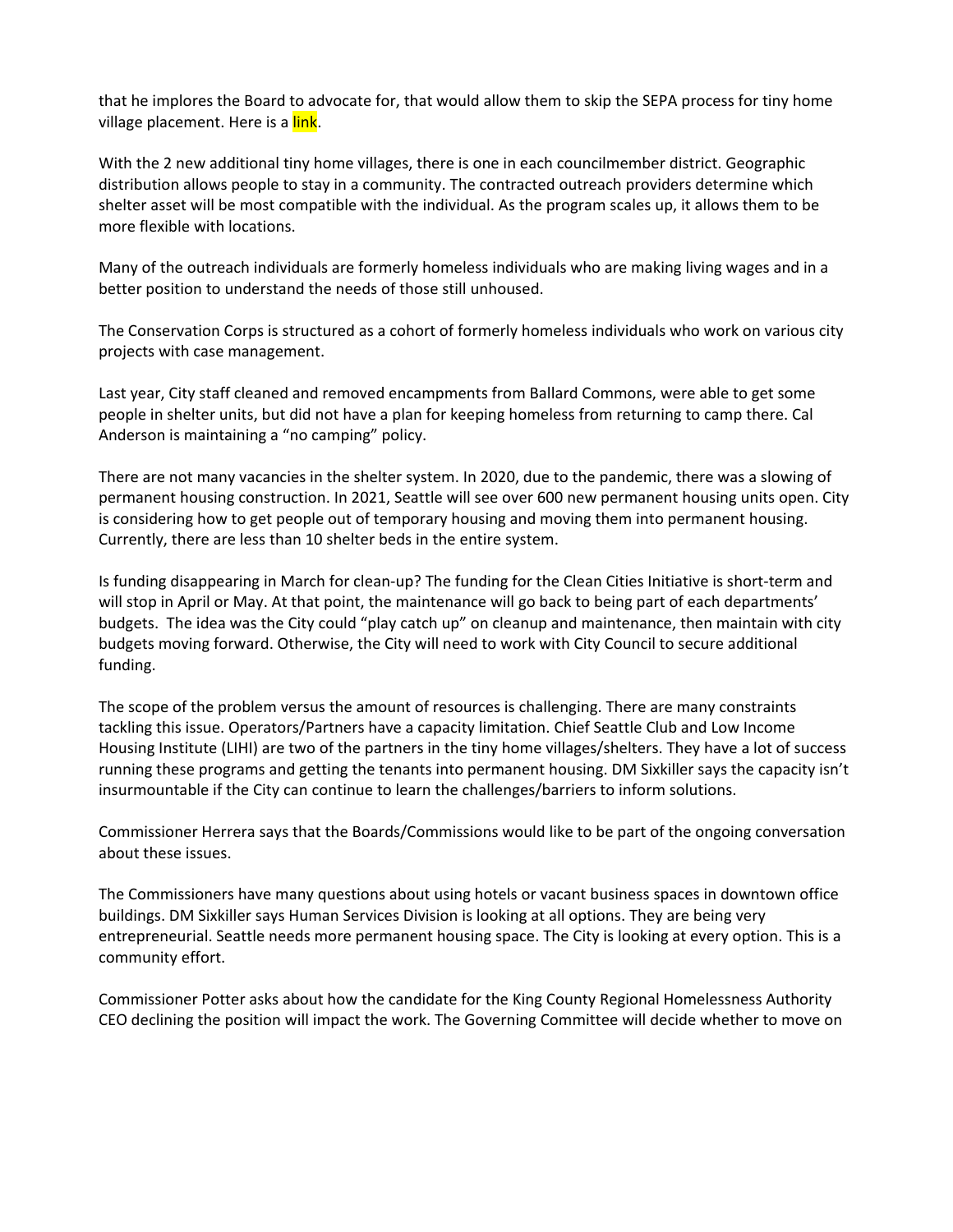that he implores the Board to advocate for, that would allow them to skip the SEPA process for tiny home village placement. Here is a link.

With the 2 new additional tiny home villages, there is one in each councilmember district. Geographic distribution allows people to stay in a community. The contracted outreach providers determine which shelter asset will be most compatible with the individual. As the program scales up, it allows them to be more flexible with locations.

Many of the outreach individuals are formerly homeless individuals who are making living wages and in a better position to understand the needs of those still unhoused.

The Conservation Corps is structured as a cohort of formerly homeless individuals who work on various city projects with case management.

Last year, City staff cleaned and removed encampments from Ballard Commons, were able to get some people in shelter units, but did not have a plan for keeping homeless from returning to camp there. Cal Anderson is maintaining a "no camping" policy.

There are not many vacancies in the shelter system. In 2020, due to the pandemic, there was a slowing of permanent housing construction. In 2021, Seattle will see over 600 new permanent housing units open. City is considering how to get people out of temporary housing and moving them into permanent housing. Currently, there are less than 10 shelter beds in the entire system.

Is funding disappearing in March for clean-up? The funding for the Clean Cities Initiative is short-term and will stop in April or May. At that point, the maintenance will go back to being part of each departments' budgets. The idea was the City could "play catch up" on cleanup and maintenance, then maintain with city budgets moving forward. Otherwise, the City will need to work with City Council to secure additional funding.

The scope of the problem versus the amount of resources is challenging. There are many constraints tackling this issue. Operators/Partners have a capacity limitation. Chief Seattle Club and Low Income Housing Institute (LIHI) are two of the partners in the tiny home villages/shelters. They have a lot of success running these programs and getting the tenants into permanent housing. DM Sixkiller says the capacity isn't insurmountable if the City can continue to learn the challenges/barriers to inform solutions.

Commissioner Herrera says that the Boards/Commissions would like to be part of the ongoing conversation about these issues.

The Commissioners have many questions about using hotels or vacant business spaces in downtown office buildings. DM Sixkiller says Human Services Division is looking at all options. They are being very entrepreneurial. Seattle needs more permanent housing space. The City is looking at every option. This is a community effort.

Commissioner Potter asks about how the candidate for the King County Regional Homelessness Authority CEO declining the position will impact the work. The Governing Committee will decide whether to move on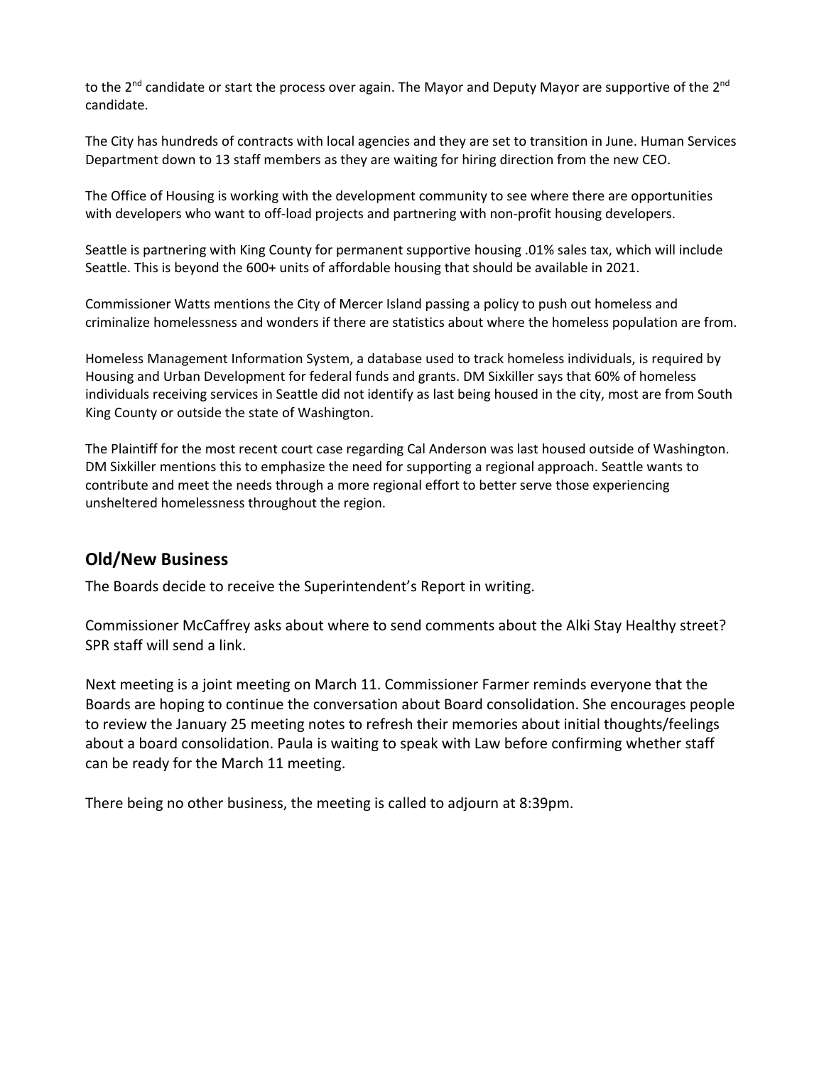to the 2nd candidate or start the process over again. The Mayor and Deputy Mayor are supportive of the 2nd candidate.

The City has hundreds of contracts with local agencies and they are set to transition in June. Human Services Department down to 13 staff members as they are waiting for hiring direction from the new CEO.

The Office of Housing is working with the development community to see where there are opportunities with developers who want to off-load projects and partnering with non-profit housing developers.

Seattle is partnering with King County for permanent supportive housing .01% sales tax, which will include Seattle. This is beyond the 600+ units of affordable housing that should be available in 2021.

Commissioner Watts mentions the City of Mercer Island passing a policy to push out homeless and criminalize homelessness and wonders if there are statistics about where the homeless population are from.

Homeless Management Information System, a database used to track homeless individuals, is required by Housing and Urban Development for federal funds and grants. DM Sixkiller says that 60% of homeless individuals receiving services in Seattle did not identify as last being housed in the city, most are from South King County or outside the state of Washington.

The Plaintiff for the most recent court case regarding Cal Anderson was last housed outside of Washington. DM Sixkiller mentions this to emphasize the need for supporting a regional approach. Seattle wants to contribute and meet the needs through a more regional effort to better serve those experiencing unsheltered homelessness throughout the region.

## Old/New Business

The Boards decide to receive the Superintendent's Report in writing.

Commissioner McCaffrey asks about where to send comments about the Alki Stay Healthy street? SPR staff will send a link.

Next meeting is a joint meeting on March 11. Commissioner Farmer reminds everyone that the Boards are hoping to continue the conversation about Board consolidation. She encourages people to review the January 25 meeting notes to refresh their memories about initial thoughts/feelings about a board consolidation. Paula is waiting to speak with Law before confirming whether staff can be ready for the March 11 meeting.

There being no other business, the meeting is called to adjourn at 8:39pm.